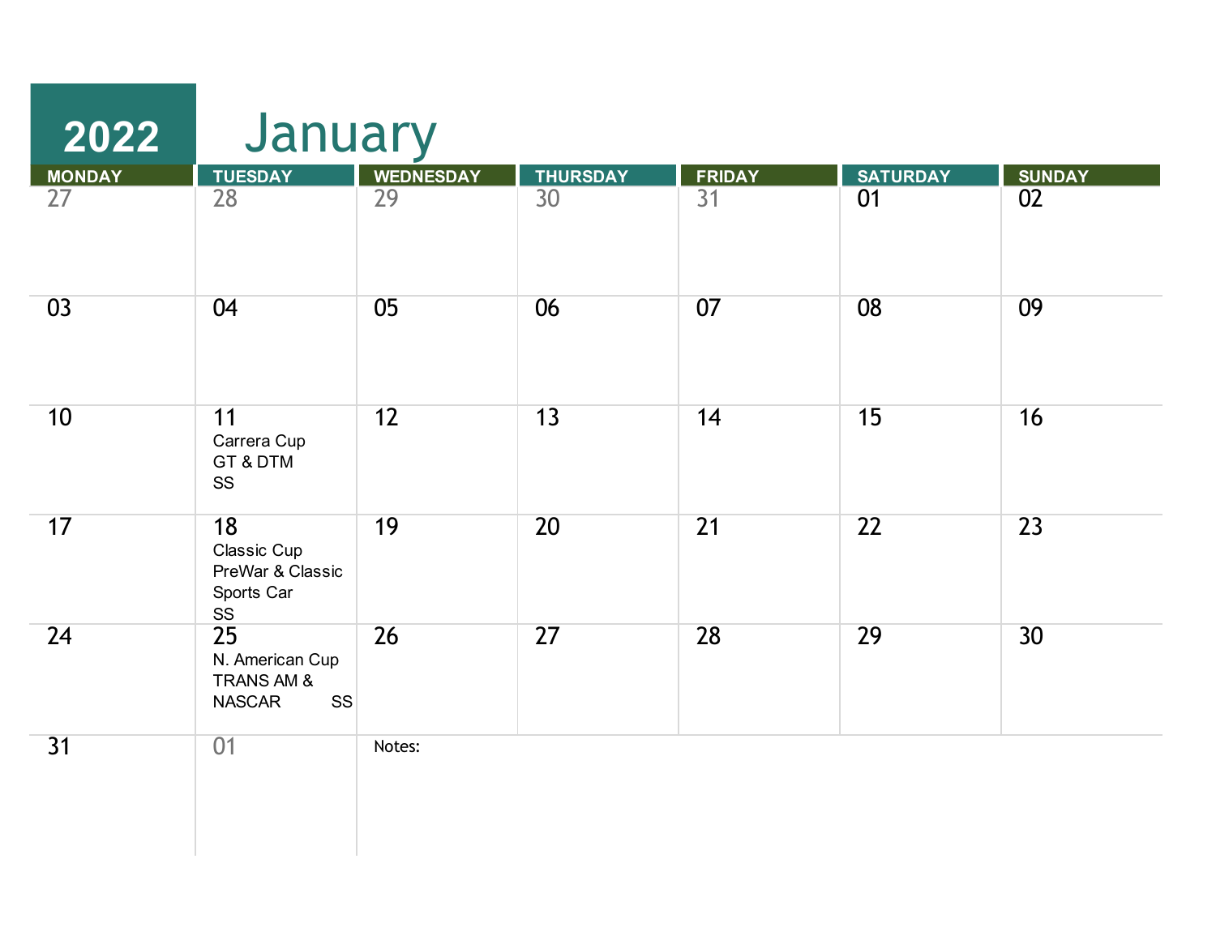# 2022 January

| MONDAY | TUESDAY | WEDNESDAY | THURSDAY | FRIDAY | SATURDAY | SUNDAY |
| --- | --- | --- | --- | --- | --- | --- |
| 27 | 28 | 29 | 30 | 31 | 01 | 02 |
| 03 | 04 | 05 | 06 | 07 | 08 | 09 |
| 10 | 11<br>Carrera Cup<br>GT & DTM<br>SS | 12 | 13 | 14 | 15 | 16 |
| 17 | 18<br>Classic Cup<br>PreWar & Classic Sports Car<br>SS | 19 | 20 | 21 | 22 | 23 |
| 24 | 25<br>N. American Cup<br>TRANS AM & NASCAR SS | 26 | 27 | 28 | 29 | 30 |
| 31 | 01 | Notes: | | | | |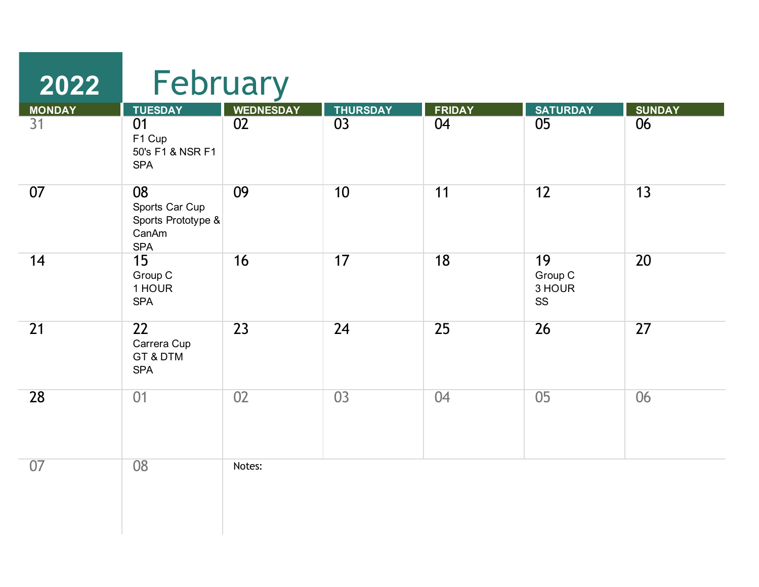# 2022 February

| MONDAY | TUESDAY | WEDNESDAY | THURSDAY | FRIDAY | SATURDAY | SUNDAY |
|---|---|---|---|---|---|---|
| 31 | 01<br>F1 Cup<br>50's F1 & NSR F1<br>SPA | 02 | 03 | 04 | 05 | 06 |
| 07 | 08<br>Sports Car Cup<br>Sports Prototype & CanAm<br>SPA | 09 | 10 | 11 | 12 | 13 |
| 14 | 15<br>Group C<br>1 HOUR<br>SPA | 16 | 17 | 18 | 19<br>Group C<br>3 HOUR<br>SS | 20 |
| 21 | 22<br>Carrera Cup<br>GT & DTM<br>SPA | 23 | 24 | 25 | 26 | 27 |
| 28 | 01 | 02 | 03 | 04 | 05 | 06 |
| 07 | 08 | Notes: | | | | |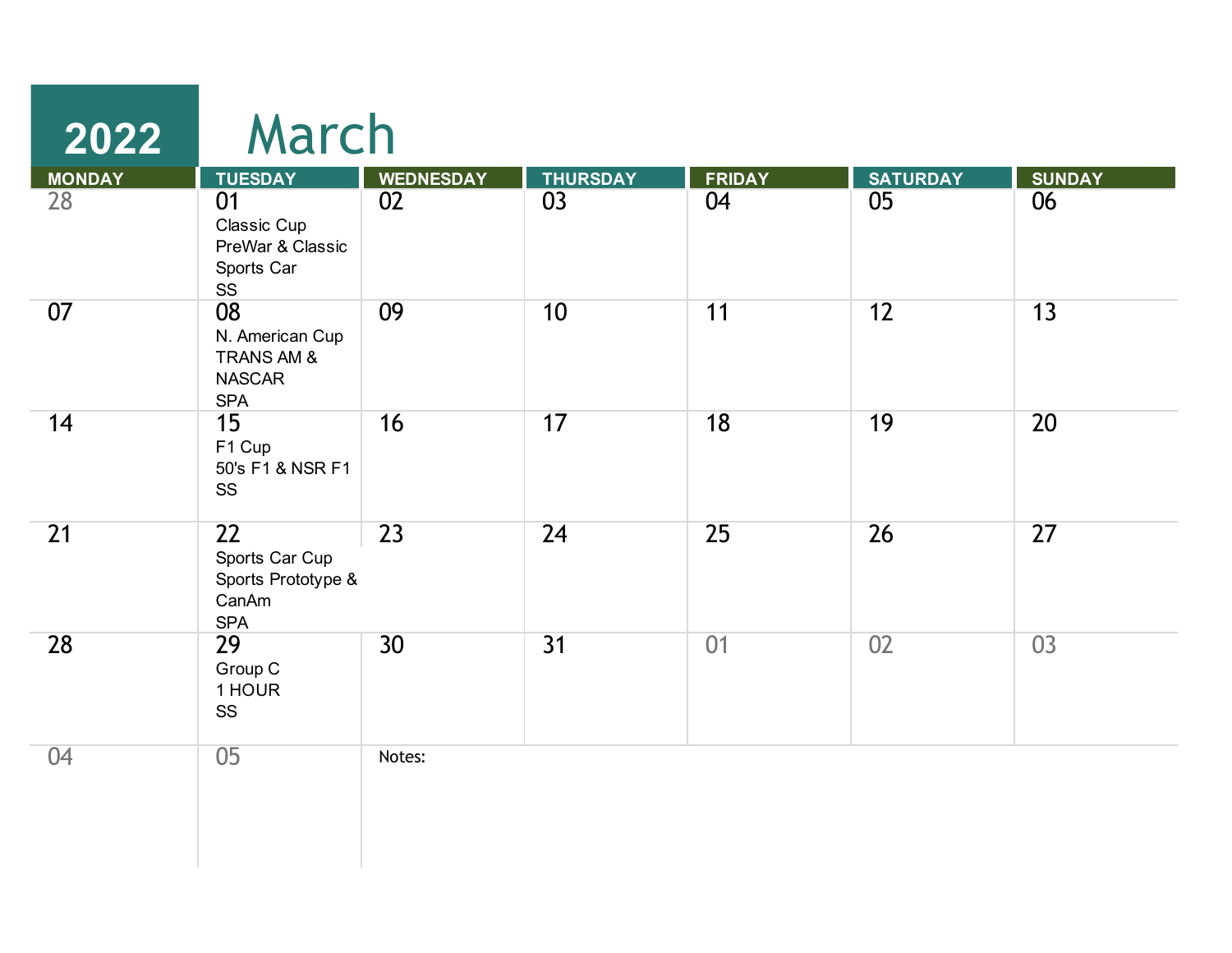# 2022 March

| MONDAY | TUESDAY | WEDNESDAY | THURSDAY | FRIDAY | SATURDAY | SUNDAY |
|---|---|---|---|---|---|---|
| 28 | 01 Classic Cup PreWar & Classic Sports Car SS | 02 | 03 | 04 | 05 | 06 |
| 07 | 08 N. American Cup TRANS AM & NASCAR SPA | 09 | 10 | 11 | 12 | 13 |
| 14 | 15 F1 Cup 50's F1 & NSR F1 SS | 16 | 17 | 18 | 19 | 20 |
| 21 | 22 Sports Car Cup Sports Prototype & CanAm SPA | 23 | 24 | 25 | 26 | 27 |
| 28 | 29 Group C 1 HOUR SS | 30 | 31 | 01 | 02 | 03 |
| 04 | 05 | Notes: | | | | |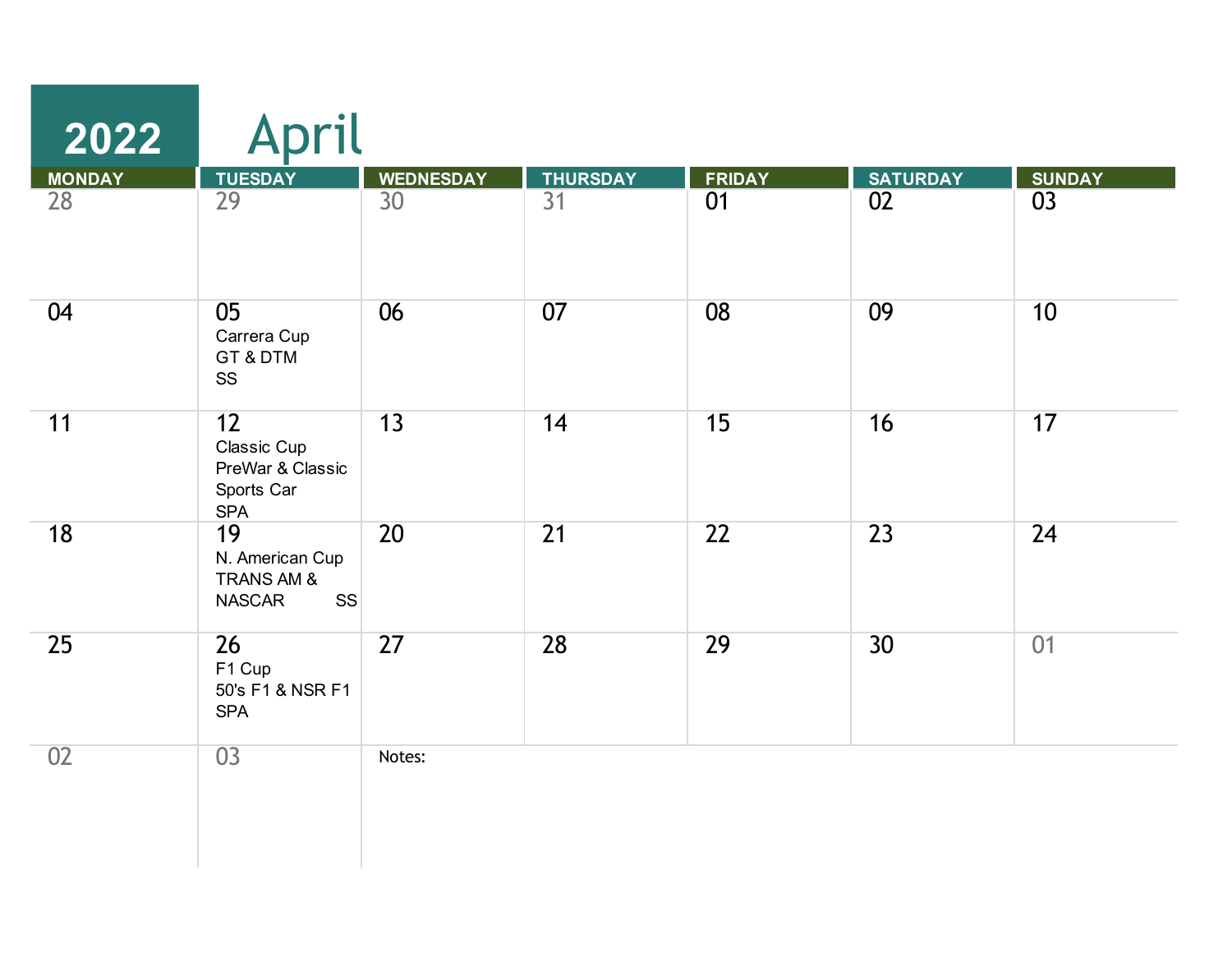# 2022 April

| MONDAY | TUESDAY | WEDNESDAY | THURSDAY | FRIDAY | SATURDAY | SUNDAY |
|---|---|---|---|---|---|---|
| 28 | 29 | 30 | 31 | 01 | 02 | 03 |
| 04 | 05<br>Carrera Cup<br>GT & DTM<br>SS | 06 | 07 | 08 | 09 | 10 |
| 11 | 12<br>Classic Cup<br>PreWar & Classic Sports Car<br>SPA | 13 | 14 | 15 | 16 | 17 |
| 18 | 19<br>N. American Cup<br>TRANS AM & NASCAR SS | 20 | 21 | 22 | 23 | 24 |
| 25 | 26<br>F1 Cup<br>50's F1 & NSR F1<br>SPA | 27 | 28 | 29 | 30 | 01 |
| 02 | 03 | Notes: | | | | |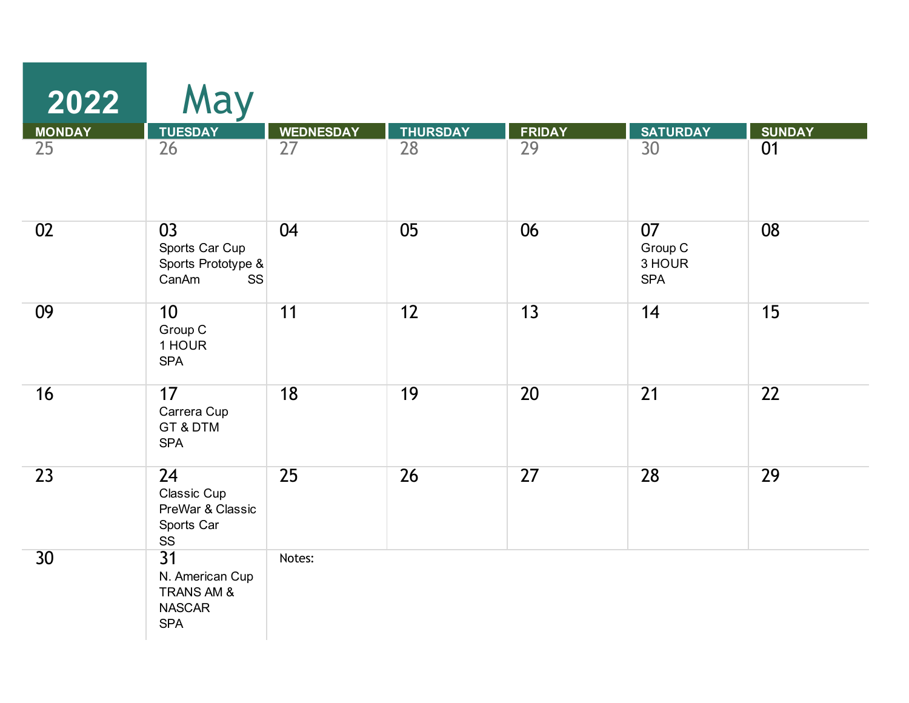# 2022 May

| MONDAY | TUESDAY | WEDNESDAY | THURSDAY | FRIDAY | SATURDAY | SUNDAY |
|---|---|---|---|---|---|---|
| 25 | 26 | 27 | 28 | 29 | 30 | 01 |
| 02 | 03<br>Sports Car Cup<br>Sports Prototype &<br>CanAm SS | 04 | 05 | 06 | 07<br>Group C<br>3 HOUR<br>SPA | 08 |
| 09 | 10<br>Group C<br>1 HOUR<br>SPA | 11 | 12 | 13 | 14 | 15 |
| 16 | 17<br>Carrera Cup<br>GT & DTM<br>SPA | 18 | 19 | 20 | 21 | 22 |
| 23 | 24<br>Classic Cup<br>PreWar & Classic<br>Sports Car<br>SS | 25 | 26 | 27 | 28 | 29 |
| 30 | 31<br>N. American Cup<br>TRANS AM &<br>NASCAR<br>SPA | Notes: | | | | |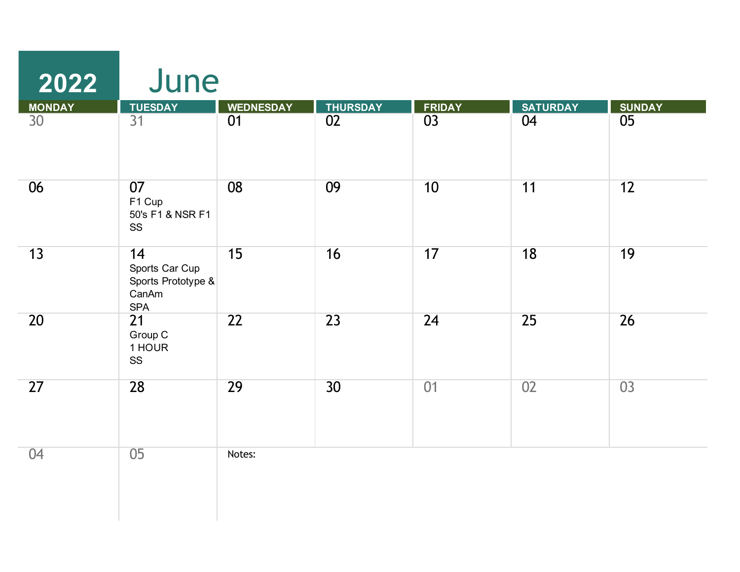# 2022 June

| MONDAY | TUESDAY | WEDNESDAY | THURSDAY | FRIDAY | SATURDAY | SUNDAY |
|---|---|---|---|---|---|---|
| 30 | 31 | 01 | 02 | 03 | 04 | 05 |
| 06 | 07<br>F1 Cup<br>50's F1 & NSR F1<br>SS | 08 | 09 | 10 | 11 | 12 |
| 13 | 14<br>Sports Car Cup<br>Sports Prototype & CanAm<br>SPA | 15 | 16 | 17 | 18 | 19 |
| 20 | 21<br>Group C<br>1 HOUR<br>SS | 22 | 23 | 24 | 25 | 26 |
| 27 | 28 | 29 | 30 | 01 | 02 | 03 |
| 04 | 05 | Notes: | | | | |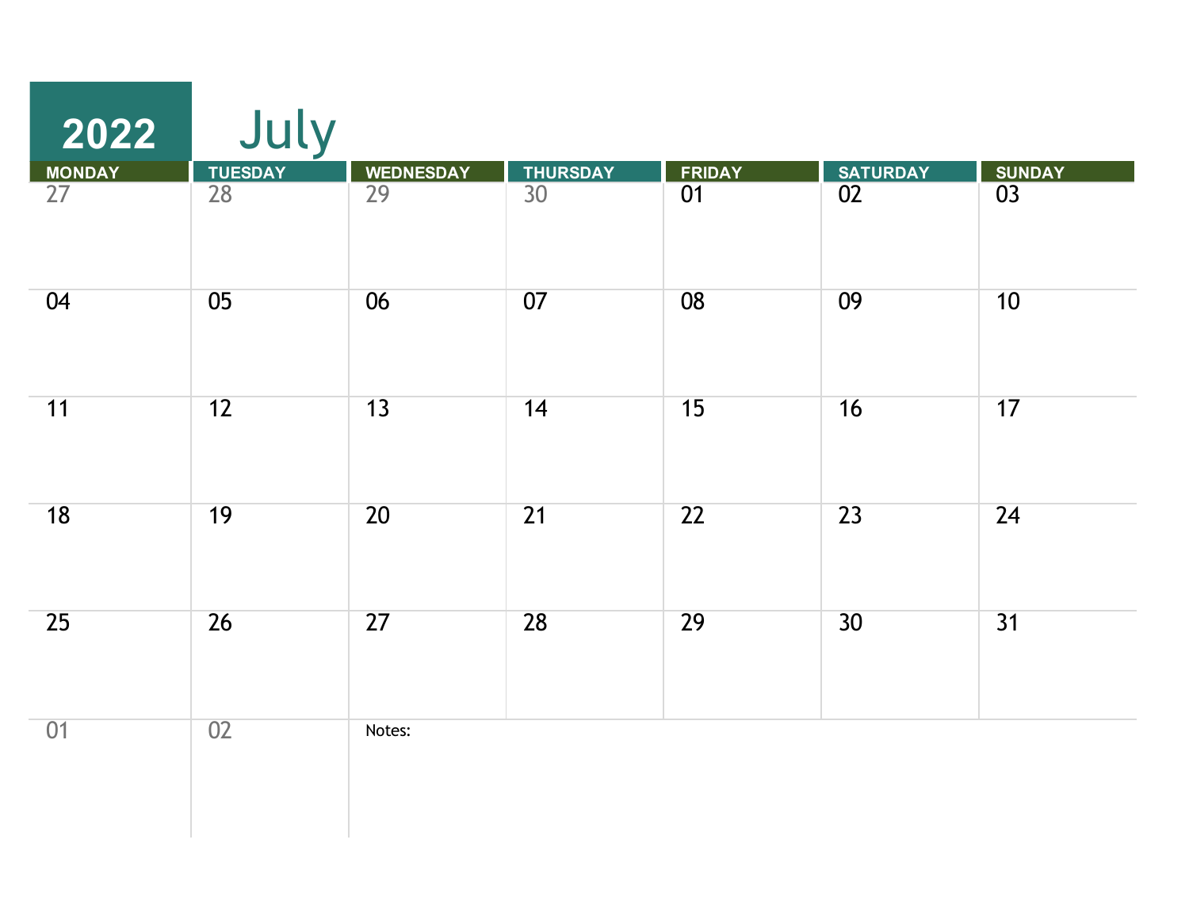# 2022 July

| MONDAY | TUESDAY | WEDNESDAY | THURSDAY | FRIDAY | SATURDAY | SUNDAY |
|---|---|---|---|---|---|---|
| 27 | 28 | 29 | 30 | 01 | 02 | 03 |
| 04 | 05 | 06 | 07 | 08 | 09 | 10 |
| 11 | 12 | 13 | 14 | 15 | 16 | 17 |
| 18 | 19 | 20 | 21 | 22 | 23 | 24 |
| 25 | 26 | 27 | 28 | 29 | 30 | 31 |
| 01 | 02 | Notes: | | | | |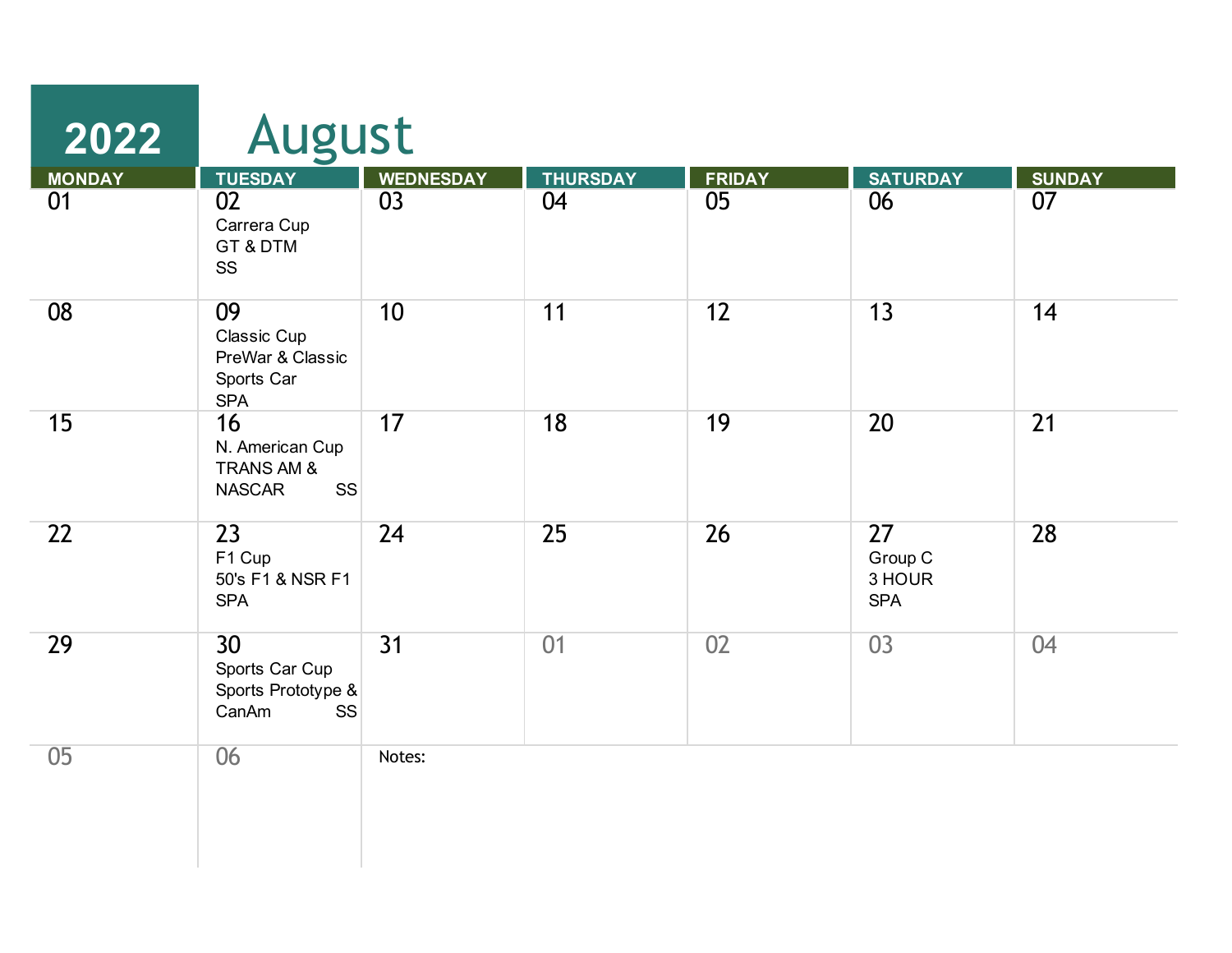# 2022 August

| MONDAY | TUESDAY | WEDNESDAY | THURSDAY | FRIDAY | SATURDAY | SUNDAY |
|---|---|---|---|---|---|---|
| 01 | 02<br>Carrera Cup<br>GT & DTM<br>SS | 03 | 04 | 05 | 06 | 07 |
| 08 | 09<br>Classic Cup<br>PreWar & Classic Sports Car<br>SPA | 10 | 11 | 12 | 13 | 14 |
| 15 | 16<br>N. American Cup<br>TRANS AM & NASCAR SS | 17 | 18 | 19 | 20 | 21 |
| 22 | 23<br>F1 Cup<br>50's F1 & NSR F1<br>SPA | 24 | 25 | 26 | 27<br>Group C<br>3 HOUR<br>SPA | 28 |
| 29 | 30<br>Sports Car Cup<br>Sports Prototype & CanAm SS | 31 | 01 | 02 | 03 | 04 |
| 05 | 06 | Notes: | | | | |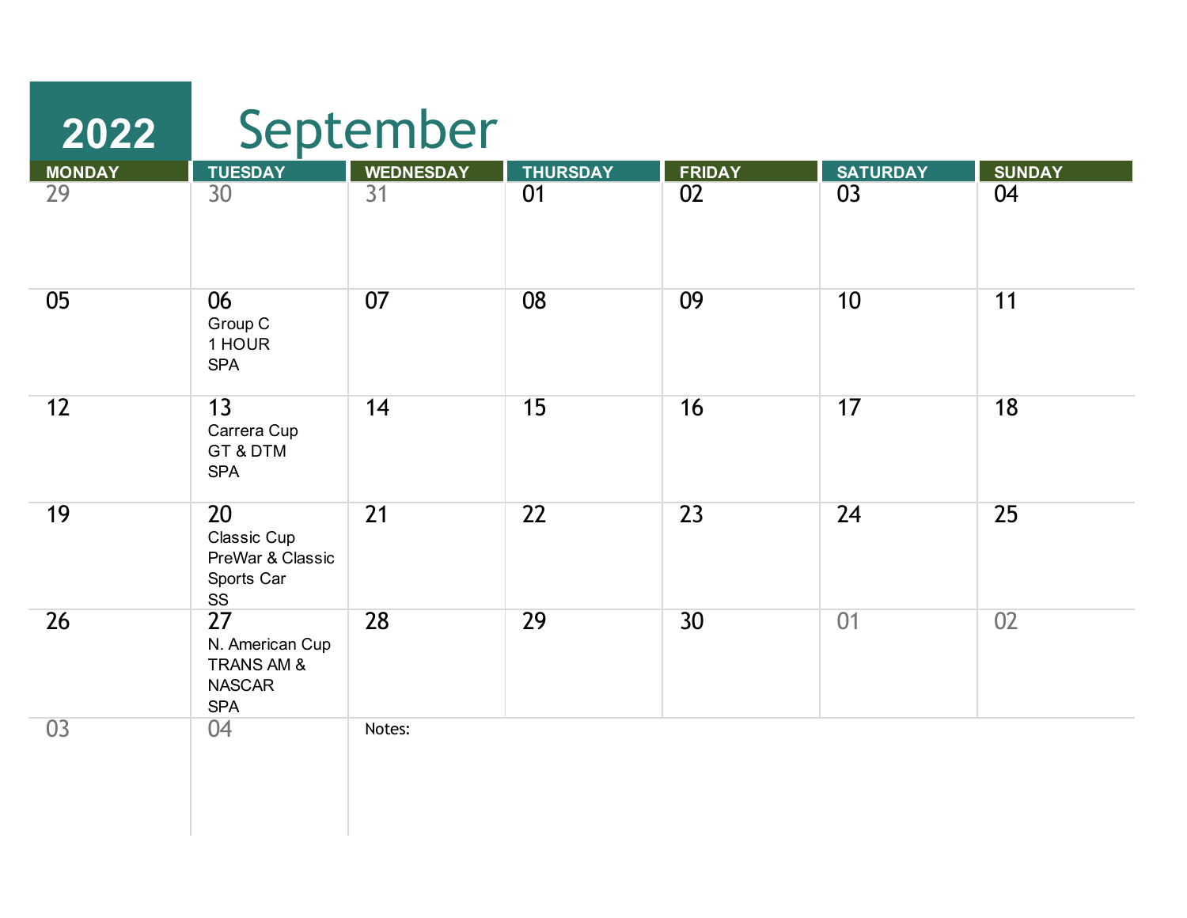# 2022 September

| MONDAY | TUESDAY | WEDNESDAY | THURSDAY | FRIDAY | SATURDAY | SUNDAY |
|---|---|---|---|---|---|---|
| 29 | 30 | 31 | 01 | 02 | 03 | 04 |
| 05 | 06<br>Group C<br>1 HOUR<br>SPA | 07 | 08 | 09 | 10 | 11 |
| 12 | 13<br>Carrera Cup<br>GT & DTM<br>SPA | 14 | 15 | 16 | 17 | 18 |
| 19 | 20<br>Classic Cup<br>PreWar & Classic<br>Sports Car<br>SS | 21 | 22 | 23 | 24 | 25 |
| 26 | 27<br>N. American Cup<br>TRANS AM &<br>NASCAR<br>SPA | 28 | 29 | 30 | 01 | 02 |
| 03 | 04 | Notes: | | | | |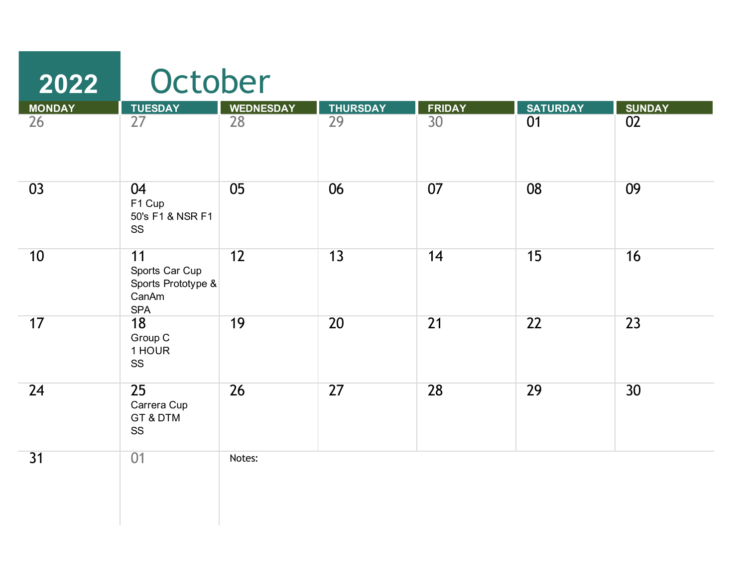# 2022 October

| MONDAY | TUESDAY | WEDNESDAY | THURSDAY | FRIDAY | SATURDAY | SUNDAY |
|---|---|---|---|---|---|---|
| 26 | 27 | 28 | 29 | 30 | 01 | 02 |
| 03 | 04<br>F1 Cup<br>50's F1 & NSR F1<br>SS | 05 | 06 | 07 | 08 | 09 |
| 10 | 11<br>Sports Car Cup<br>Sports Prototype &<br>CanAm<br>SPA | 12 | 13 | 14 | 15 | 16 |
| 17 | 18<br>Group C<br>1 HOUR<br>SS | 19 | 20 | 21 | 22 | 23 |
| 24 | 25<br>Carrera Cup<br>GT & DTM<br>SS | 26 | 27 | 28 | 29 | 30 |
| 31 | 01 | Notes: | | | | |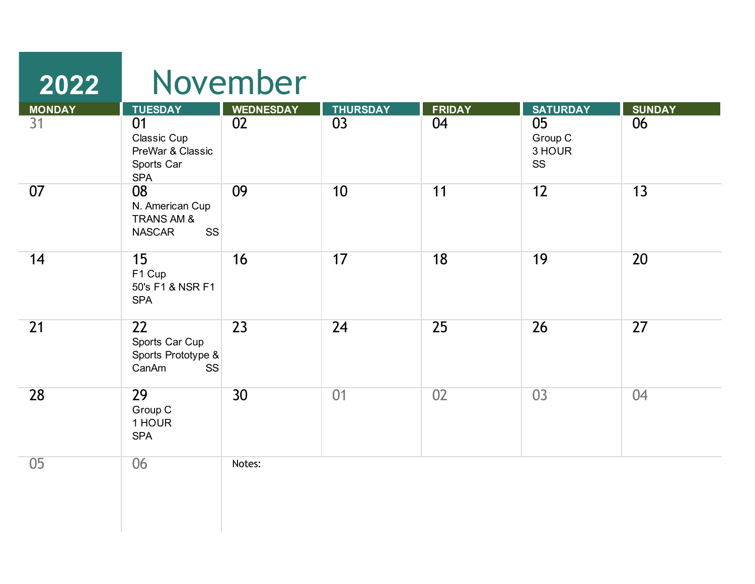# 2022 November

| MONDAY | TUESDAY | WEDNESDAY | THURSDAY | FRIDAY | SATURDAY | SUNDAY |
|---|---|---|---|---|---|---|
| 31 | 01<br>Classic Cup<br>PreWar & Classic Sports Car<br>SPA | 02 | 03 | 04 | 05<br>Group C<br>3 HOUR<br>SS | 06 |
| 07 | 08<br>N. American Cup<br>TRANS AM & NASCAR SS | 09 | 10 | 11 | 12 | 13 |
| 14 | 15<br>F1 Cup<br>50's F1 & NSR F1<br>SPA | 16 | 17 | 18 | 19 | 20 |
| 21 | 22<br>Sports Car Cup<br>Sports Prototype & CanAm SS | 23 | 24 | 25 | 26 | 27 |
| 28 | 29<br>Group C<br>1 HOUR<br>SPA | 30 | 01 | 02 | 03 | 04 |
| 05 | 06 | Notes: | | | | |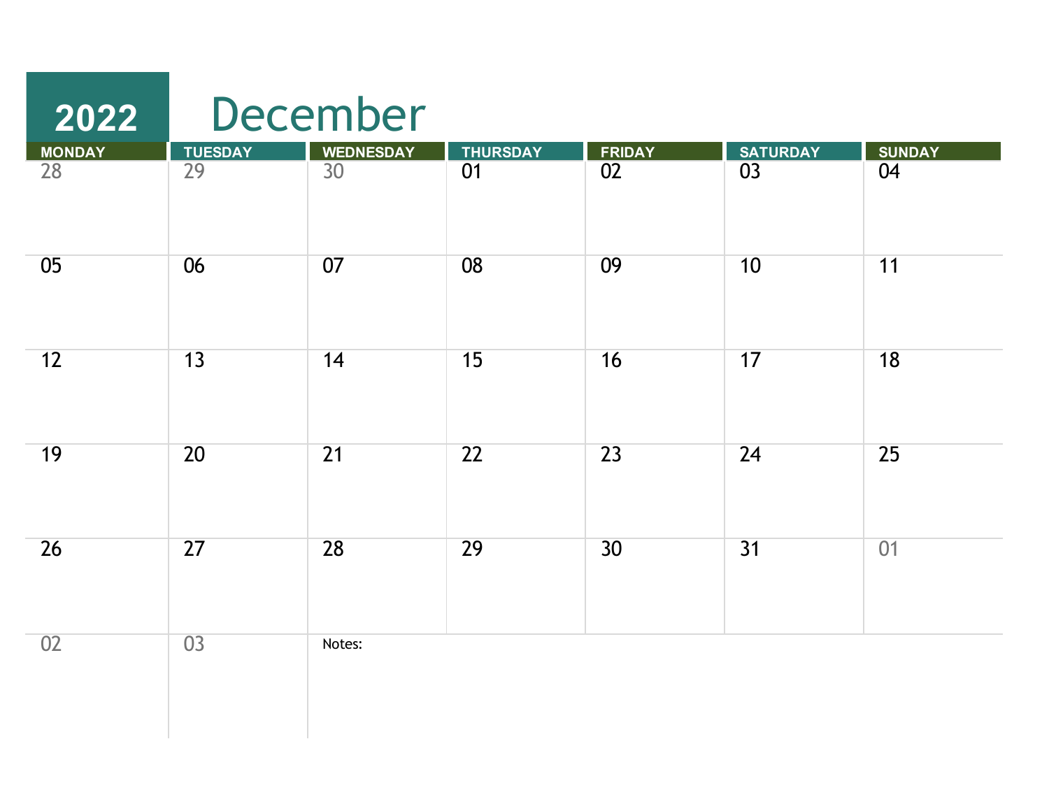# 2022 December

| MONDAY | TUESDAY | WEDNESDAY | THURSDAY | FRIDAY | SATURDAY | SUNDAY |
|---|---|---|---|---|---|---|
| 28 | 29 | 30 | 01 | 02 | 03 | 04 |
| 05 | 06 | 07 | 08 | 09 | 10 | 11 |
| 12 | 13 | 14 | 15 | 16 | 17 | 18 |
| 19 | 20 | 21 | 22 | 23 | 24 | 25 |
| 26 | 27 | 28 | 29 | 30 | 31 | 01 |
| 02 | 03 | Notes: | | | | |